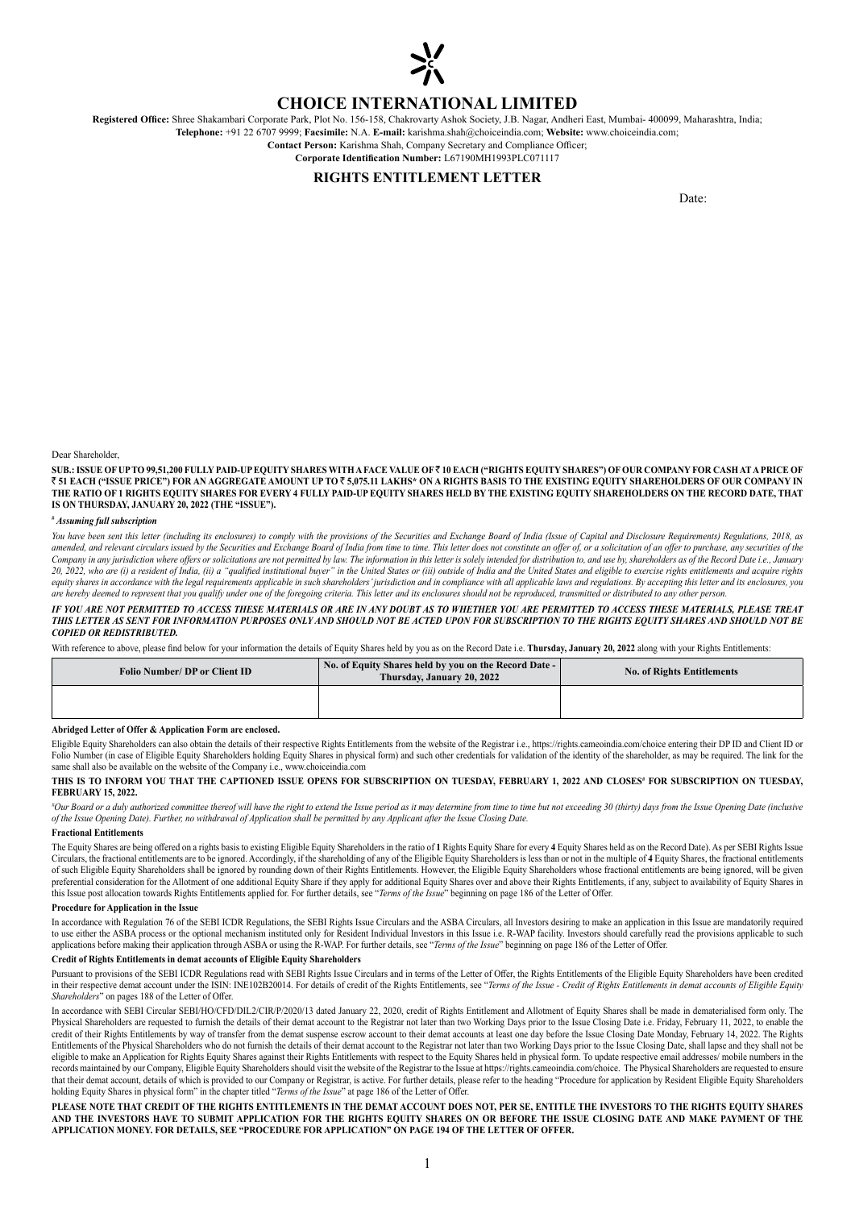# CHOICE INTERNATIONAL LIMITED

**Registered Office:** Shree Shakambari Corporate Park, Plot No. 156-158, Chakrovarty Ashok Society, J.B. Nagar, Andheri East, Mumbai- 400099, Maharashtra, India;
**Telephone:** +91 22 6707 9999; **Facsimile:** N.A. **E-mail:** karishma.shah@choiceindia.com; **Website:** www.choiceindia.com;
**Contact Person:** Karishma Shah, Company Secretary and Compliance Officer;
**Corporate Identification Number:** L67190MH1993PLC071117

## RIGHTS ENTITLEMENT LETTER

Date:

Dear Shareholder,

**SUB.: ISSUE OF UP TO 99,51,200 FULLY PAID-UP EQUITY SHARES WITH A FACE VALUE OF ₹ 10 EACH ("RIGHTS EQUITY SHARES") OF OUR COMPANY FOR CASH AT A PRICE OF ₹ 51 EACH ("ISSUE PRICE") FOR AN AGGREGATE AMOUNT UP TO ₹ 5,075.11 LAKHS* ON A RIGHTS BASIS TO THE EXISTING EQUITY SHAREHOLDERS OF OUR COMPANY IN THE RATIO OF 1 RIGHTS EQUITY SHARES FOR EVERY 4 FULLY PAID-UP EQUITY SHARES HELD BY THE EXISTING EQUITY SHAREHOLDERS ON THE RECORD DATE, THAT IS ON THURSDAY, JANUARY 20, 2022 (THE "ISSUE").**

[#] *Assuming full subscription*

*You have been sent this letter (including its enclosures) to comply with the provisions of the Securities and Exchange Board of India (Issue of Capital and Disclosure Requirements) Regulations, 2018, as amended, and relevant circulars issued by the Securities and Exchange Board of India from time to time. This letter does not constitute an offer of, or a solicitation of an offer to purchase, any securities of the Company in any jurisdiction where offers or solicitations are not permitted by law. The information in this letter is solely intended for distribution to, and use by, shareholders as of the Record Date i.e., January 20, 2022, who are (i) a resident of India, (ii) a "qualified institutional buyer" in the United States or (iii) outside of India and the United States and eligible to exercise rights entitlements and acquire rights equity shares in accordance with the legal requirements applicable in such shareholders' jurisdiction and in compliance with all applicable laws and regulations. By accepting this letter and its enclosures, you are hereby deemed to represent that you qualify under one of the foregoing criteria. This letter and its enclosures should not be reproduced, transmitted or distributed to any other person.*

***IF YOU ARE NOT PERMITTED TO ACCESS THESE MATERIALS OR ARE IN ANY DOUBT AS TO WHETHER YOU ARE PERMITTED TO ACCESS THESE MATERIALS, PLEASE TREAT THIS LETTER AS SENT FOR INFORMATION PURPOSES ONLY AND SHOULD NOT BE ACTED UPON FOR SUBSCRIPTION TO THE RIGHTS EQUITY SHARES AND SHOULD NOT BE COPIED OR REDISTRIBUTED.***

With reference to above, please find below for your information the details of Equity Shares held by you as on the Record Date i.e. **Thursday, January 20, 2022** along with your Rights Entitlements:

| Folio Number/ DP or Client ID | No. of Equity Shares held by you on the Record Date - Thursday, January 20, 2022 | No. of Rights Entitlements |
|---|---|---|
| | | |

**Abridged Letter of Offer & Application Form are enclosed.**

Eligible Equity Shareholders can also obtain the details of their respective Rights Entitlements from the website of the Registrar i.e., https://rights.cameoindia.com/choice entering their DP ID and Client ID or Folio Number (in case of Eligible Equity Shareholders holding Equity Shares in physical form) and such other credentials for validation of the identity of the shareholder, as may be required. The link for the same shall also be available on the website of the Company i.e., www.choiceindia.com

**THIS IS TO INFORM YOU THAT THE CAPTIONED ISSUE OPENS FOR SUBSCRIPTION ON TUESDAY, FEBRUARY 1, 2022 AND CLOSES[#] FOR SUBSCRIPTION ON TUESDAY, FEBRUARY 15, 2022.**

*[#]Our Board or a duly authorized committee thereof will have the right to extend the Issue period as it may determine from time to time but not exceeding 30 (thirty) days from the Issue Opening Date (inclusive of the Issue Opening Date). Further, no withdrawal of Application shall be permitted by any Applicant after the Issue Closing Date.*

### Fractional Entitlements

The Equity Shares are being offered on a rights basis to existing Eligible Equity Shareholders in the ratio of **1** Rights Equity Share for every **4** Equity Shares held as on the Record Date). As per SEBI Rights Issue Circulars, the fractional entitlements are to be ignored. Accordingly, if the shareholding of any of the Eligible Equity Shareholders is less than or not in the multiple of **4** Equity Shares, the fractional entitlements of such Eligible Equity Shareholders shall be ignored by rounding down of their Rights Entitlements. However, the Eligible Equity Shareholders whose fractional entitlements are being ignored, will be given preferential consideration for the Allotment of one additional Equity Share if they apply for additional Equity Shares over and above their Rights Entitlements, if any, subject to availability of Equity Shares in this Issue post allocation towards Rights Entitlements applied for. For further details, see "*Terms of the Issue*" beginning on page 186 of the Letter of Offer.

### Procedure for Application in the Issue

In accordance with Regulation 76 of the SEBI ICDR Regulations, the SEBI Rights Issue Circulars and the ASBA Circulars, all Investors desiring to make an application in this Issue are mandatorily required to use either the ASBA process or the optional mechanism instituted only for Resident Individual Investors in this Issue i.e. R-WAP facility. Investors should carefully read the provisions applicable to such applications before making their application through ASBA or using the R-WAP. For further details, see "*Terms of the Issue*" beginning on page 186 of the Letter of Offer.

### Credit of Rights Entitlements in demat accounts of Eligible Equity Shareholders

Pursuant to provisions of the SEBI ICDR Regulations read with SEBI Rights Issue Circulars and in terms of the Letter of Offer, the Rights Entitlements of the Eligible Equity Shareholders have been credited in their respective demat account under the ISIN: INE102B20014. For details of credit of the Rights Entitlements, see "*Terms of the Issue - Credit of Rights Entitlements in demat accounts of Eligible Equity Shareholders*" on pages 188 of the Letter of Offer.

In accordance with SEBI Circular SEBI/HO/CFD/DIL2/CIR/P/2020/13 dated January 22, 2020, credit of Rights Entitlement and Allotment of Equity Shares shall be made in dematerialised form only. The Physical Shareholders are requested to furnish the details of their demat account to the Registrar not later than two Working Days prior to the Issue Closing Date i.e. Friday, February 11, 2022, to enable the credit of their Rights Entitlements by way of transfer from the demat suspense escrow account to their demat accounts at least one day before the Issue Closing Date Monday, February 14, 2022. The Rights Entitlements of the Physical Shareholders who do not furnish the details of their demat account to the Registrar not later than two Working Days prior to the Issue Closing Date, shall lapse and they shall not be eligible to make an Application for Rights Equity Shares against their Rights Entitlements with respect to the Equity Shares held in physical form. To update respective email addresses/ mobile numbers in the records maintained by our Company, Eligible Equity Shareholders should visit the website of the Registrar to the Issue at https://rights.cameoindia.com/choice. The Physical Shareholders are requested to ensure that their demat account, details of which is provided to our Company or Registrar, is active. For further details, please refer to the heading "Procedure for application by Resident Eligible Equity Shareholders holding Equity Shares in physical form" in the chapter titled "*Terms of the Issue*" at page 186 of the Letter of Offer.

**PLEASE NOTE THAT CREDIT OF THE RIGHTS ENTITLEMENTS IN THE DEMAT ACCOUNT DOES NOT, PER SE, ENTITLE THE INVESTORS TO THE RIGHTS EQUITY SHARES AND THE INVESTORS HAVE TO SUBMIT APPLICATION FOR THE RIGHTS EQUITY SHARES ON OR BEFORE THE ISSUE CLOSING DATE AND MAKE PAYMENT OF THE APPLICATION MONEY. FOR DETAILS, SEE "PROCEDURE FOR APPLICATION" ON PAGE 194 OF THE LETTER OF OFFER.**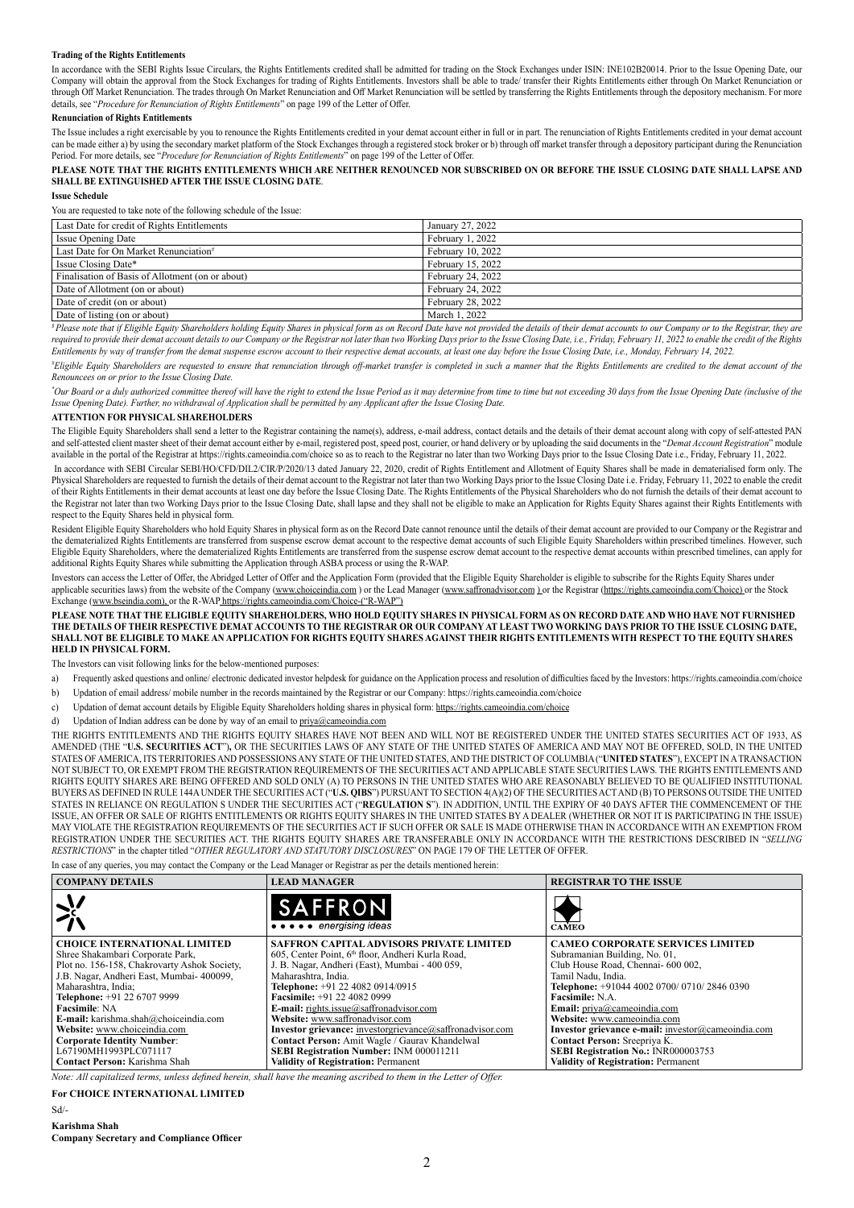**Trading of the Rights Entitlements**

In accordance with the SEBI Rights Issue Circulars, the Rights Entitlements credited shall be admitted for trading on the Stock Exchanges under ISIN: INE102B20014. Prior to the Issue Opening Date, our Company will obtain the approval from the Stock Exchanges for trading of Rights Entitlements. Investors shall be able to trade/ transfer their Rights Entitlements either through On Market Renunciation or through Off Market Renunciation. The trades through On Market Renunciation and Off Market Renunciation will be settled by transferring the Rights Entitlements through the depository mechanism. For more details, see "*Procedure for Renunciation of Rights Entitlements*" on page 199 of the Letter of Offer.

**Renunciation of Rights Entitlements**

The Issue includes a right exercisable by you to renounce the Rights Entitlements credited in your demat account either in full or in part. The renunciation of Rights Entitlements credited in your demat account can be made either a) by using the secondary market platform of the Stock Exchanges through a registered stock broker or b) through off market transfer through a depository participant during the Renunciation Period. For more details, see "*Procedure for Renunciation of Rights Entitlements*" on page 199 of the Letter of Offer.

**PLEASE NOTE THAT THE RIGHTS ENTITLEMENTS WHICH ARE NEITHER RENOUNCED NOR SUBSCRIBED ON OR BEFORE THE ISSUE CLOSING DATE SHALL LAPSE AND SHALL BE EXTINGUISHED AFTER THE ISSUE CLOSING DATE**.

**Issue Schedule**

You are requested to take note of the following schedule of the Issue:

| | |
|---|---|
| Last Date for credit of Rights Entitlements | January 27, 2022 |
| Issue Opening Date | February 1, 2022 |
| Last Date for On Market Renunciation# | February 10, 2022 |
| Issue Closing Date* | February 15, 2022 |
| Finalisation of Basis of Allotment (on or about) | February 24, 2022 |
| Date of Allotment (on or about) | February 24, 2022 |
| Date of credit (on or about) | February 28, 2022 |
| Date of listing (on or about) | March 1, 2022 |

*[$] Please note that if Eligible Equity Shareholders holding Equity Shares in physical form as on Record Date have not provided the details of their demat accounts to our Company or to the Registrar, they are required to provide their demat account details to our Company or the Registrar not later than two Working Days prior to the Issue Closing Date, i.e., Friday, February 11, 2022 to enable the credit of the Rights Entitlements by way of transfer from the demat suspense escrow account to their respective demat accounts, at least one day before the Issue Closing Date, i.e., Monday, February 14, 2022.*

*[#] Eligible Equity Shareholders are requested to ensure that renunciation through off-market transfer is completed in such a manner that the Rights Entitlements are credited to the demat account of the Renouncees on or prior to the Issue Closing Date.*

*[*] Our Board or a duly authorized committee thereof will have the right to extend the Issue Period as it may determine from time to time but not exceeding 30 days from the Issue Opening Date (inclusive of the Issue Opening Date). Further, no withdrawal of Application shall be permitted by any Applicant after the Issue Closing Date.*

**ATTENTION FOR PHYSICAL SHAREHOLDERS**

The Eligible Equity Shareholders shall send a letter to the Registrar containing the name(s), address, e-mail address, contact details and the details of their demat account along with copy of self-attested PAN and self-attested client master sheet of their demat account either by e-mail, registered post, speed post, courier, or hand delivery or by uploading the said documents in the "*Demat Account Registration*" module available in the portal of the Registrar at https://rights.cameoindia.com/choice so as to reach to the Registrar no later than two Working Days prior to the Issue Closing Date i.e., Friday, February 11, 2022.

In accordance with SEBI Circular SEBI/HO/CFD/DIL2/CIR/P/2020/13 dated January 22, 2020, credit of Rights Entitlement and Allotment of Equity Shares shall be made in dematerialised form only. The Physical Shareholders are requested to furnish the details of their demat account to the Registrar not later than two Working Days prior to the Issue Closing Date i.e. Friday, February 11, 2022 to enable the credit of their Rights Entitlements in their demat accounts at least one day before the Issue Closing Date. The Rights Entitlements of the Physical Shareholders who do not furnish the details of their demat account to the Registrar not later than two Working Days prior to the Issue Closing Date, shall lapse and they shall not be eligible to make an Application for Rights Equity Shares against their Rights Entitlements with respect to the Equity Shares held in physical form.

Resident Eligible Equity Shareholders who hold Equity Shares in physical form as on the Record Date cannot renounce until the details of their demat account are provided to our Company or the Registrar and the dematerialized Rights Entitlements are transferred from suspense escrow demat account to the respective demat accounts of such Eligible Equity Shareholders within prescribed timelines. However, such Eligible Equity Shareholders, where the dematerialized Rights Entitlements are transferred from the suspense escrow demat account to the respective demat accounts within prescribed timelines, can apply for additional Rights Equity Shares while submitting the Application through ASBA process or using the R-WAP.

Investors can access the Letter of Offer, the Abridged Letter of Offer and the Application Form (provided that the Eligible Equity Shareholder is eligible to subscribe for the Rights Equity Shares under applicable securities laws) from the website of the Company (www.choiceindia.com ) or the Lead Manager (www.saffronadvisor.com ) or the Registrar (https://rights.cameoindia.com/Choice) or the Stock Exchange (www.bseindia.com), or the R-WAP https://rights.cameoindia.com/Choice-("R-WAP")

**PLEASE NOTE THAT THE ELIGIBLE EQUITY SHAREHOLDERS, WHO HOLD EQUITY SHARES IN PHYSICAL FORM AS ON RECORD DATE AND WHO HAVE NOT FURNISHED THE DETAILS OF THEIR RESPECTIVE DEMAT ACCOUNTS TO THE REGISTRAR OR OUR COMPANY AT LEAST TWO WORKING DAYS PRIOR TO THE ISSUE CLOSING DATE, SHALL NOT BE ELIGIBLE TO MAKE AN APPLICATION FOR RIGHTS EQUITY SHARES AGAINST THEIR RIGHTS ENTITLEMENTS WITH RESPECT TO THE EQUITY SHARES HELD IN PHYSICAL FORM.**

The Investors can visit following links for the below-mentioned purposes:

a) Frequently asked questions and online/ electronic dedicated investor helpdesk for guidance on the Application process and resolution of difficulties faced by the Investors: https://rights.cameoindia.com/choice
b) Updation of email address/ mobile number in the records maintained by the Registrar or our Company: https://rights.cameoindia.com/choice
c) Updation of demat account details by Eligible Equity Shareholders holding shares in physical form: https://rights.cameoindia.com/choice
d) Updation of Indian address can be done by way of an email to priya@cameoindia.com

THE RIGHTS ENTITLEMENTS AND THE RIGHTS EQUITY SHARES HAVE NOT BEEN AND WILL NOT BE REGISTERED UNDER THE UNITED STATES SECURITIES ACT OF 1933, AS AMENDED (THE "**U.S. SECURITIES ACT**"), OR THE SECURITIES LAWS OF ANY STATE OF THE UNITED STATES OF AMERICA AND MAY NOT BE OFFERED, SOLD, IN THE UNITED STATES OF AMERICA, ITS TERRITORIES AND POSSESSIONS ANY STATE OF THE UNITED STATES, AND THE DISTRICT OF COLUMBIA ("**UNITED STATES**"), EXCEPT IN A TRANSACTION NOT SUBJECT TO, OR EXEMPT FROM THE REGISTRATION REQUIREMENTS OF THE SECURITIES ACT AND APPLICABLE STATE SECURITIES LAWS. THE RIGHTS ENTITLEMENTS AND RIGHTS EQUITY SHARES ARE BEING OFFERED AND SOLD ONLY (A) TO PERSONS IN THE UNITED STATES WHO ARE REASONABLY BELIEVED TO BE QUALIFIED INSTITUTIONAL BUYERS AS DEFINED IN RULE 144A UNDER THE SECURITIES ACT ("**U.S. QIBS**") PURSUANT TO SECTION 4(A)(2) OF THE SECURITIES ACT AND (B) TO PERSONS OUTSIDE THE UNITED STATES IN RELIANCE ON REGULATION S UNDER THE SECURITIES ACT ("**REGULATION S**"). IN ADDITION, UNTIL THE EXPIRY OF 40 DAYS AFTER THE COMMENCEMENT OF THE ISSUE, AN OFFER OR SALE OF RIGHTS ENTITLEMENTS OR RIGHTS EQUITY SHARES IN THE UNITED STATES BY A DEALER (WHETHER OR NOT IT IS PARTICIPATING IN THE ISSUE) MAY VIOLATE THE REGISTRATION REQUIREMENTS OF THE SECURITIES ACT IF SUCH OFFER OR SALE IS MADE OTHERWISE THAN IN ACCORDANCE WITH AN EXEMPTION FROM REGISTRATION UNDER THE SECURITIES ACT. THE RIGHTS EQUITY SHARES ARE TRANSFERABLE ONLY IN ACCORDANCE WITH THE RESTRICTIONS DESCRIBED IN "*SELLING RESTRICTIONS*" in the chapter titled "*OTHER REGULATORY AND STATUTORY DISCLOSURES*" ON PAGE 179 OF THE LETTER OF OFFER.

In case of any queries, you may contact the Company or the Lead Manager or Registrar as per the details mentioned herein:

| COMPANY DETAILS | LEAD MANAGER | REGISTRAR TO THE ISSUE |
|---|---|---|
| | SAFFRON energising ideas | CAMEO |
| **CHOICE INTERNATIONAL LIMITED**<br>Shree Shakambari Corporate Park,<br>Plot no. 156-158, Chakrovarty Ashok Society,<br>J.B. Nagar, Andheri East, Mumbai- 400099,<br>Maharashtra, India;<br>**Telephone:** +91 22 6707 9999<br>**Facsimile**: NA<br>**E-mail:** karishma.shah@choiceindia.com<br>**Website:** www.choiceindia.com<br>**Corporate Identity Number**:<br>L67190MH1993PLC071117<br>**Contact Person:** Karishma Shah | **SAFFRON CAPITAL ADVISORS PRIVATE LIMITED**<br>605, Center Point, 6th floor, Andheri Kurla Road,<br>J. B. Nagar, Andheri (East), Mumbai - 400 059,<br>Maharashtra, India.<br>**Telephone:** +91 22 4082 0914/0915<br>**Facsimile:** +91 22 4082 0999<br>**E-mail:** rights.issue@saffronadvisor.com<br>**Website:** www.saffronadvisor.com<br>**Investor grievance:** investorgrievance@saffronadvisor.com<br>**Contact Person:** Amit Wagle / Gaurav Khandelwal<br>**SEBI Registration Number:** INM 000011211<br>**Validity of Registration:** Permanent | **CAMEO CORPORATE SERVICES LIMITED**<br>Subramanian Building, No. 01,<br>Club House Road, Chennai- 600 002,<br>Tamil Nadu, India.<br>**Telephone:** +91044 4002 0700/ 0710/ 2846 0390<br>**Facsimile:** N.A.<br>**Email:** priya@cameoindia.com<br>**Website:** www.cameoindia.com<br>**Investor grievance e-mail:** investor@cameoindia.com<br>**Contact Person:** Sreepriya K.<br>**SEBI Registration No.:** INR000003753<br>**Validity of Registration:** Permanent |

*Note: All capitalized terms, unless defined herein, shall have the meaning ascribed to them in the Letter of Offer.*

**For CHOICE INTERNATIONAL LIMITED**

Sd/-

**Karishma Shah**
**Company Secretary and Compliance Officer**